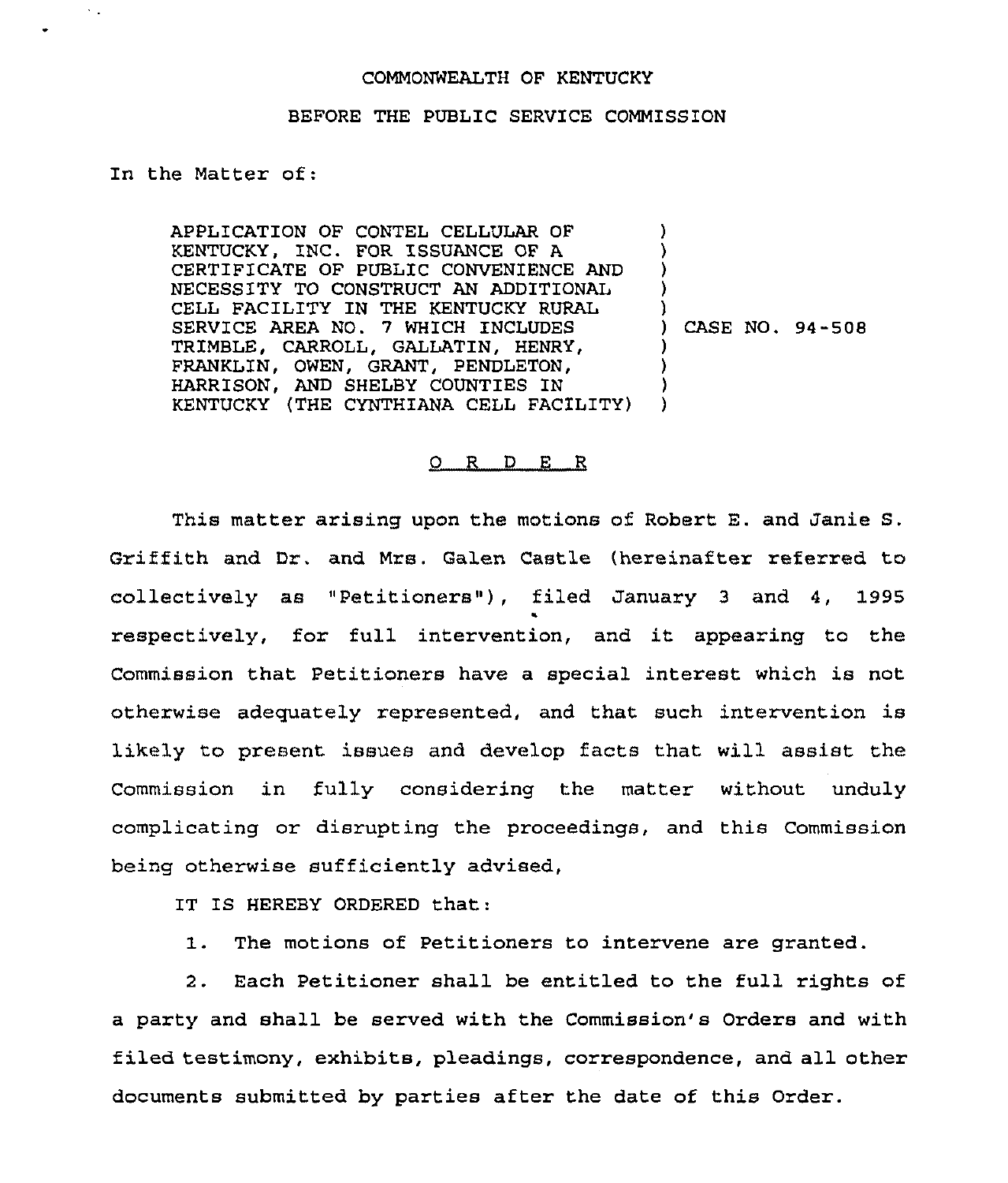COMMONWEALTH OF KENTUCKY

BEFORE THE PUBLIC SERVICE COMMISSION

In the Matter of:

APPLICATION OF CONTEL CELLULAR OF KENTUCKY, INC. FOR ISSUANCE OF A CERTIFICATE OF PUBLIC CONVENIENCE AND NECESSITY TO CONSTRUCT AN ADDITIONAL CELL FACILITY IN THE KENTUCKY RURAL SERVICE AREA NO. 7 WHICH INCLUDES TRIMBLE, CARROLL, GALLATIN, HENRY, FRANKLIN, OWEN, GRANT, PENDLETON, HARRISON, AND SHELBY COUNTIES IN KENTUCKY (THE CYNTHIANA CELL FACILITY) ) CASE NO. 94-508

## O R D E R

This matter arising upon the motions of Robert E. and Janie S. Griffith and Dr. and Mrs. Galen Castle (hereinafter referred to collectively as "Petitioners"), filed January 3 and 4, 1995 respectively, for full intervention, and it appearing to the Commission that Petitioners have a special interest which is not otherwise adequately represented, and that such intervention is likely to present issues and develop facts that will assist the Commission in fully considering the matter without unduly complicating or disrupting the proceedings, and this Commission being otherwise sufficiently advised,

IT IS HEREBY ORDERED that:

1. The motions of Petitioners to intervene are granted.

2. Each Petitioner shall be entitled to the full rights of a party and shall be served with the Commission's Orders and with filed testimony, exhibits, pleadings, correspondence, and all other documents submitted by parties after the date of this Order.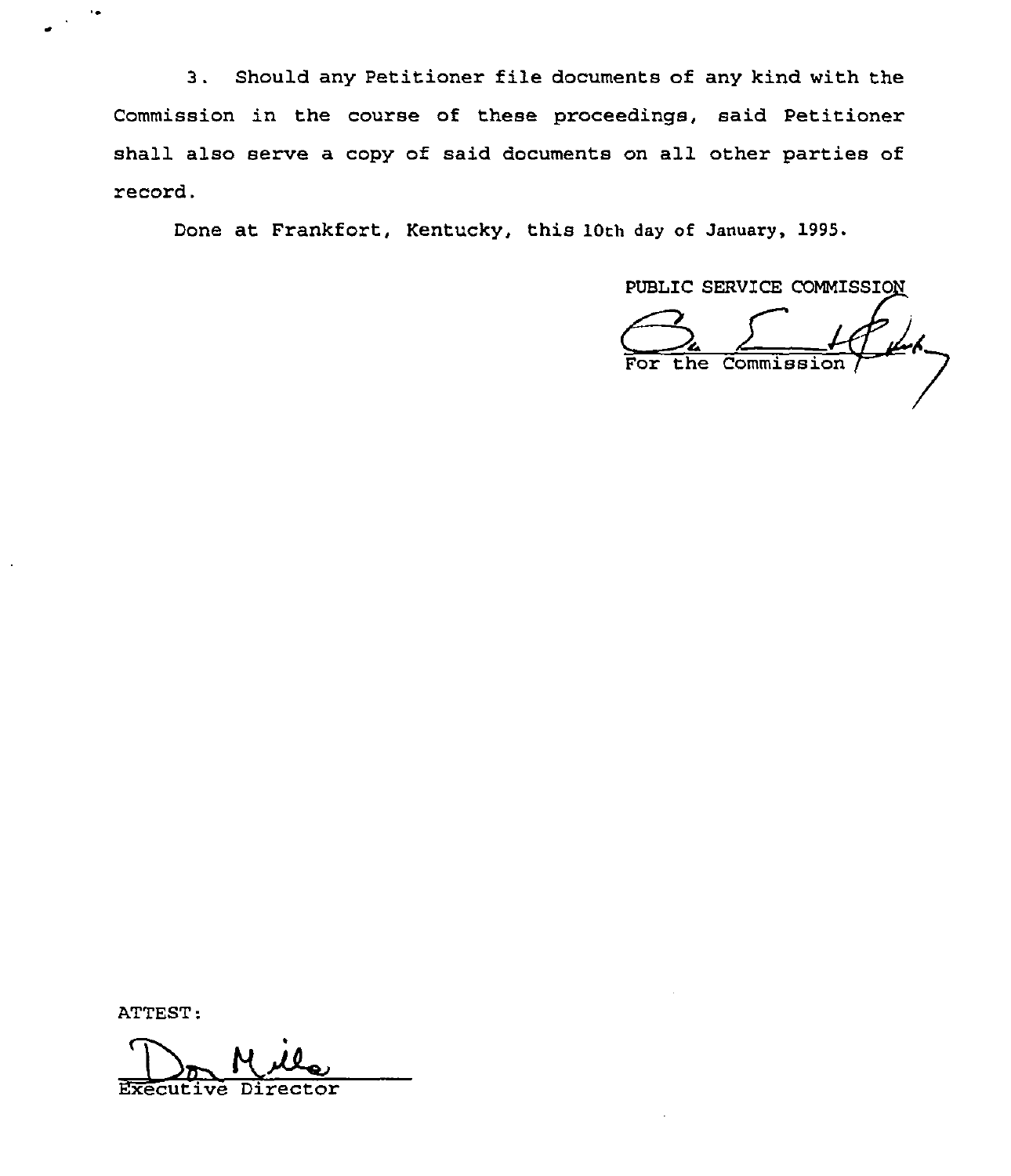3. Should any Petitioner file documents of any kind with the Commission in the course of these proceedings, said Petitioner shall also serve a copy of said documents on all other parties of record.

Done at Frankfort, Kentucky, this 10th day of January, 1995.

PUBLIC SERVICE COMMISSION

For the Commission

ATTEST:

Executive Director